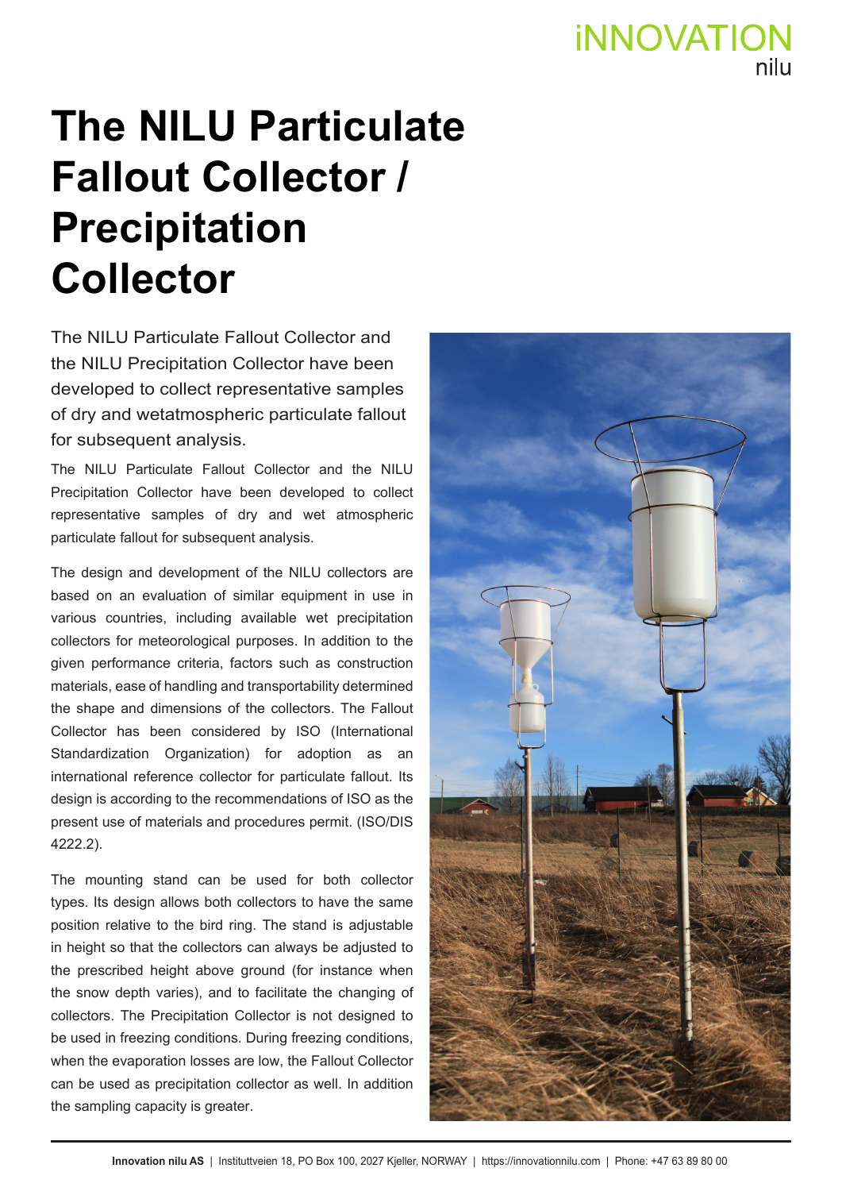# The NILU Particulate Fallout Collector / Precipitation Collector

The NILU Particulate Fallout Collector and the NILU Precipitation Collector have been developed to collect representative samples of dry and wetatmospheric particulate fallout for subsequent analysis.

The NILU Particulate Fallout Collector and the NILU Precipitation Collector have been developed to collect representative samples of dry and wet atmospheric particulate fallout for subsequent analysis.

The design and development of the NILU collectors are based on an evaluation of similar equipment in use in various countries, including available wet precipitation collectors for meteorological purposes. In addition to the given performance criteria, factors such as construction materials, ease of handling and transportability determined the shape and dimensions of the collectors. The Fallout Collector has been considered by ISO (International Standardization Organization) for adoption as an international reference collector for particulate fallout. Its design is according to the recommendations of ISO as the present use of materials and procedures permit. (ISO/DIS 4222.2).

The mounting stand can be used for both collector types. Its design allows both collectors to have the same position relative to the bird ring. The stand is adjustable in height so that the collectors can always be adjusted to the prescribed height above ground (for instance when the snow depth varies), and to facilitate the changing of collectors. The Precipitation Collector is not designed to be used in freezing conditions. During freezing conditions, when the evaporation losses are low, the Fallout Collector can be used as precipitation collector as well. In addition the sampling capacity is greater.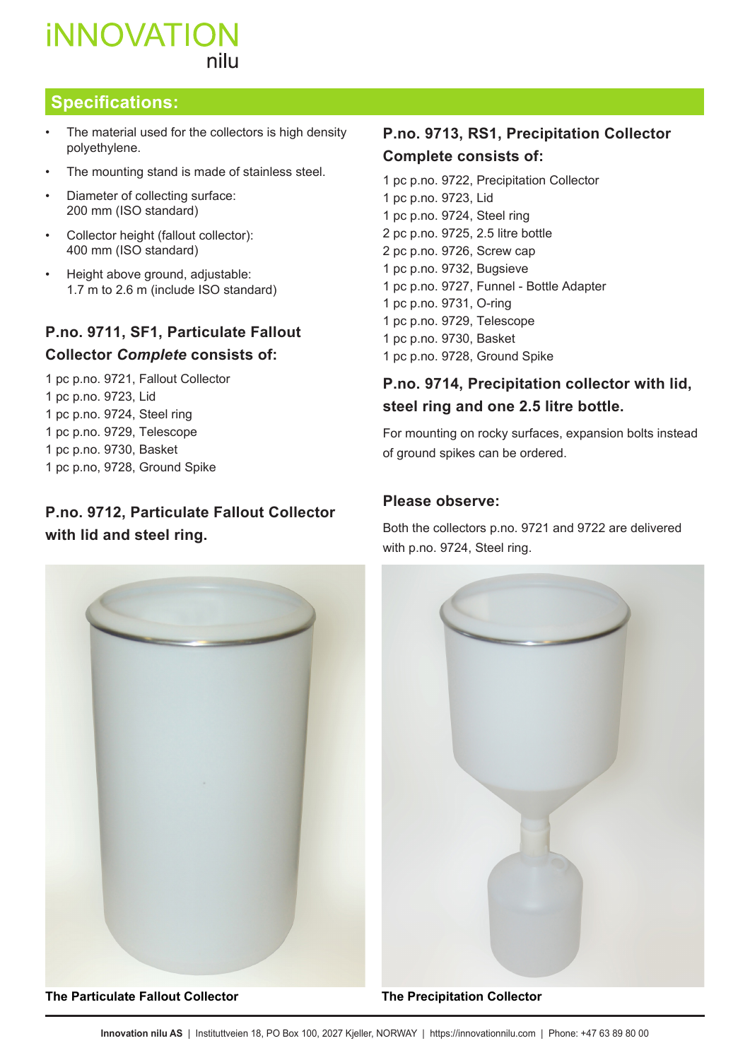## Specifications:

- The material used for the collectors is high density polyethylene.
- The mounting stand is made of stainless steel.
- Diameter of collecting surface: 200 mm (ISO standard)
- Collector height (fallout collector): 400 mm (ISO standard)
- Height above ground, adjustable: 1.7 m to 2.6 m (include ISO standard)

### P.no. 9711, SF1, Particulate Fallout Collector *Complete* consists of:

1 pc p.no. 9721, Fallout Collector
1 pc p.no. 9723, Lid
1 pc p.no. 9724, Steel ring
1 pc p.no. 9729, Telescope
1 pc p.no. 9730, Basket
1 pc p.no, 9728, Ground Spike

### P.no. 9712, Particulate Fallout Collector with lid and steel ring.

### P.no. 9713, RS1, Precipitation Collector Complete consists of:

1 pc p.no. 9722, Precipitation Collector
1 pc p.no. 9723, Lid
1 pc p.no. 9724, Steel ring
2 pc p.no. 9725, 2.5 litre bottle
2 pc p.no. 9726, Screw cap
1 pc p.no. 9732, Bugsieve
1 pc p.no. 9727, Funnel - Bottle Adapter
1 pc p.no. 9731, O-ring
1 pc p.no. 9729, Telescope
1 pc p.no. 9730, Basket
1 pc p.no. 9728, Ground Spike

### P.no. 9714, Precipitation collector with lid, steel ring and one 2.5 litre bottle.

For mounting on rocky surfaces, expansion bolts instead of ground spikes can be ordered.

### Please observe:

Both the collectors p.no. 9721 and 9722 are delivered with p.no. 9724, Steel ring.

**The Particulate Fallout Collector**

**The Precipitation Collector**